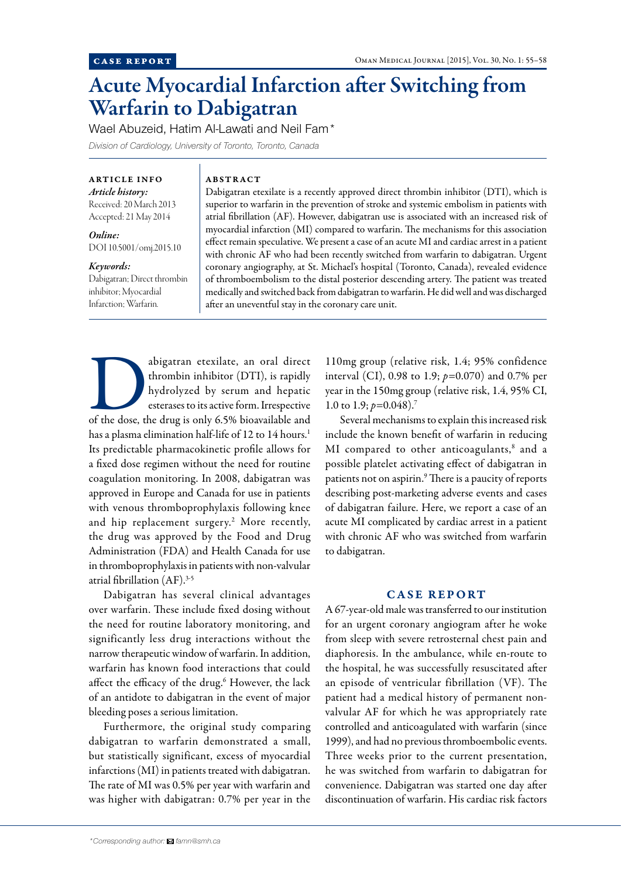CASE REPORT

# Acute Myocardial Infarction after Switching from Warfarin to Dabigatran

Wael Abuzeid, Hatim Al-Lawati and Neil Fam*

*Division of Cardiology, University of Toronto, Toronto, Canada*

**ARTICLE INFO**

*Article history:*
Received: 20 March 2013
Accepted: 21 May 2014

*Online:*
DOI 10.5001/omj.2015.10

*Keywords:*
Dabigatran; Direct thrombin inhibitor; Myocardial Infarction; Warfarin.

**ABSTRACT**

Dabigatran etexilate is a recently approved direct thrombin inhibitor (DTI), which is superior to warfarin in the prevention of stroke and systemic embolism in patients with atrial fibrillation (AF). However, dabigatran use is associated with an increased risk of myocardial infarction (MI) compared to warfarin. The mechanisms for this association effect remain speculative. We present a case of an acute MI and cardiac arrest in a patient with chronic AF who had been recently switched from warfarin to dabigatran. Urgent coronary angiography, at St. Michael's hospital (Toronto, Canada), revealed evidence of thromboembolism to the distal posterior descending artery. The patient was treated medically and switched back from dabigatran to warfarin. He did well and was discharged after an uneventful stay in the coronary care unit.

Dabigatran etexilate, an oral direct thrombin inhibitor (DTI), is rapidly hydrolyzed by serum and hepatic esterases to its active form. Irrespective of the dose, the drug is only 6.5% bioavailable and has a plasma elimination half-life of 12 to 14 hours.[1] Its predictable pharmacokinetic profile allows for a fixed dose regimen without the need for routine coagulation monitoring. In 2008, dabigatran was approved in Europe and Canada for use in patients with venous thromboprophylaxis following knee and hip replacement surgery.[2] More recently, the drug was approved by the Food and Drug Administration (FDA) and Health Canada for use in thromboprophylaxis in patients with non-valvular atrial fibrillation (AF).[3-5]

Dabigatran has several clinical advantages over warfarin. These include fixed dosing without the need for routine laboratory monitoring, and significantly less drug interactions without the narrow therapeutic window of warfarin. In addition, warfarin has known food interactions that could affect the efficacy of the drug.[6] However, the lack of an antidote to dabigatran in the event of major bleeding poses a serious limitation.

Furthermore, the original study comparing dabigatran to warfarin demonstrated a small, but statistically significant, excess of myocardial infarctions (MI) in patients treated with dabigatran. The rate of MI was 0.5% per year with warfarin and was higher with dabigatran: 0.7% per year in the 110mg group (relative risk, 1.4; 95% confidence interval (CI), 0.98 to 1.9; $p$=0.070) and 0.7% per year in the 150mg group (relative risk, 1.4, 95% CI, 1.0 to 1.9; $p$=0.048).[7]

Several mechanisms to explain this increased risk include the known benefit of warfarin in reducing MI compared to other anticoagulants,[8] and a possible platelet activating effect of dabigatran in patients not on aspirin.[9] There is a paucity of reports describing post-marketing adverse events and cases of dabigatran failure. Here, we report a case of an acute MI complicated by cardiac arrest in a patient with chronic AF who was switched from warfarin to dabigatran.

## CASE REPORT

A 67-year-old male was transferred to our institution for an urgent coronary angiogram after he woke from sleep with severe retrosternal chest pain and diaphoresis. In the ambulance, while en-route to the hospital, he was successfully resuscitated after an episode of ventricular fibrillation (VF). The patient had a medical history of permanent non-valvular AF for which he was appropriately rate controlled and anticoagulated with warfarin (since 1999), and had no previous thromboembolic events. Three weeks prior to the current presentation, he was switched from warfarin to dabigatran for convenience. Dabigatran was started one day after discontinuation of warfarin. His cardiac risk factors

*Corresponding author: famn@smh.ca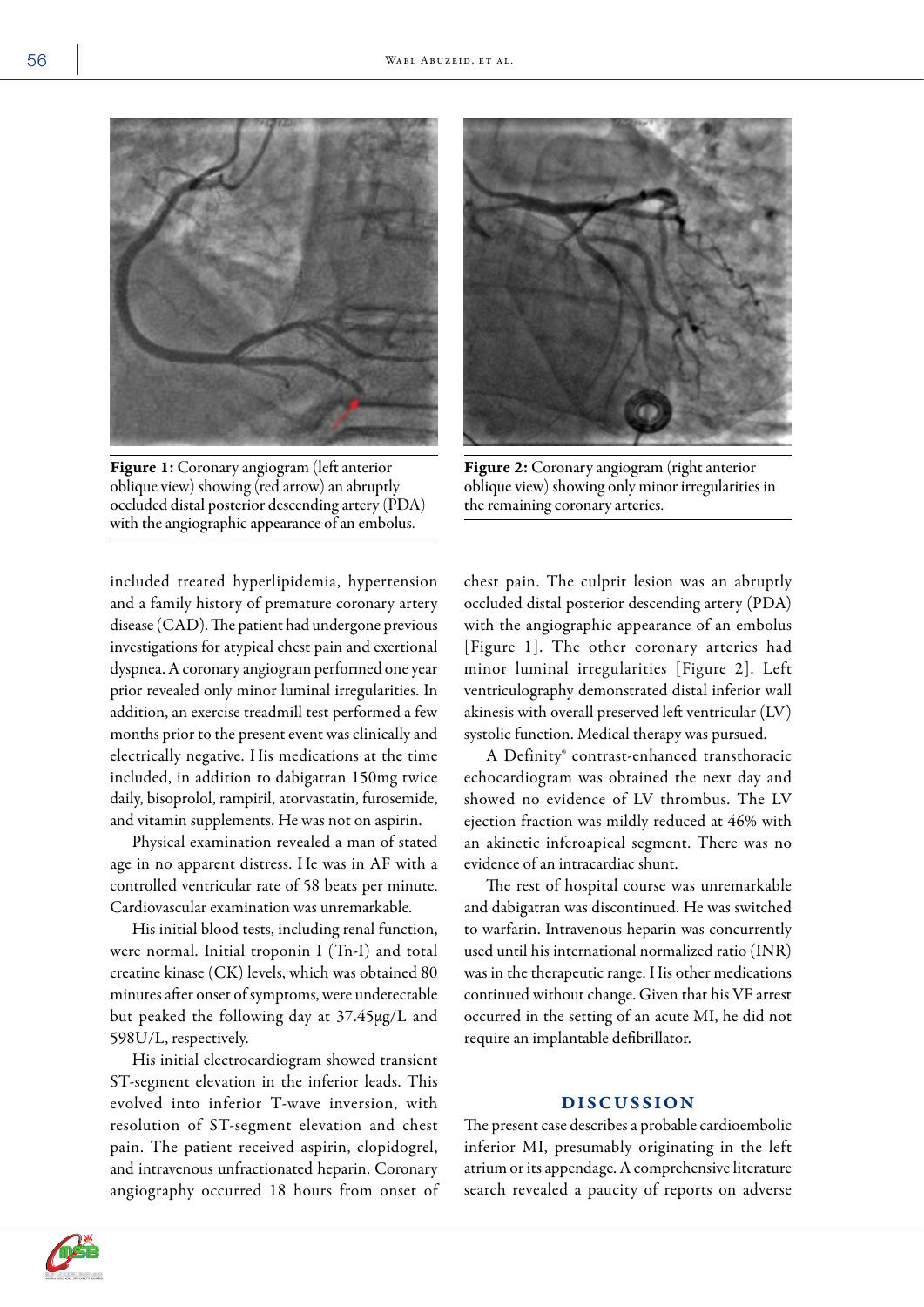Figure 1: Coronary angiogram (left anterior oblique view) showing (red arrow) an abruptly occluded distal posterior descending artery (PDA) with the angiographic appearance of an embolus.

Figure 2: Coronary angiogram (right anterior oblique view) showing only minor irregularities in the remaining coronary arteries.

included treated hyperlipidemia, hypertension and a family history of premature coronary artery disease (CAD). The patient had undergone previous investigations for atypical chest pain and exertional dyspnea. A coronary angiogram performed one year prior revealed only minor luminal irregularities. In addition, an exercise treadmill test performed a few months prior to the present event was clinically and electrically negative. His medications at the time included, in addition to dabigatran 150mg twice daily, bisoprolol, rampiril, atorvastatin, furosemide, and vitamin supplements. He was not on aspirin.

Physical examination revealed a man of stated age in no apparent distress. He was in AF with a controlled ventricular rate of 58 beats per minute. Cardiovascular examination was unremarkable.

His initial blood tests, including renal function, were normal. Initial troponin I (Tn-I) and total creatine kinase (CK) levels, which was obtained 80 minutes after onset of symptoms, were undetectable but peaked the following day at 37.45μg/L and 598U/L, respectively.

His initial electrocardiogram showed transient ST-segment elevation in the inferior leads. This evolved into inferior T-wave inversion, with resolution of ST-segment elevation and chest pain. The patient received aspirin, clopidogrel, and intravenous unfractionated heparin. Coronary angiography occurred 18 hours from onset of chest pain. The culprit lesion was an abruptly occluded distal posterior descending artery (PDA) with the angiographic appearance of an embolus [Figure 1]. The other coronary arteries had minor luminal irregularities [Figure 2]. Left ventriculography demonstrated distal inferior wall akinesis with overall preserved left ventricular (LV) systolic function. Medical therapy was pursued.

A Definity® contrast-enhanced transthoracic echocardiogram was obtained the next day and showed no evidence of LV thrombus. The LV ejection fraction was mildly reduced at 46% with an akinetic inferoapical segment. There was no evidence of an intracardiac shunt.

The rest of hospital course was unremarkable and dabigatran was discontinued. He was switched to warfarin. Intravenous heparin was concurrently used until his international normalized ratio (INR) was in the therapeutic range. His other medications continued without change. Given that his VF arrest occurred in the setting of an acute MI, he did not require an implantable defibrillator.

## DISCUSSION

The present case describes a probable cardioembolic inferior MI, presumably originating in the left atrium or its appendage. A comprehensive literature search revealed a paucity of reports on adverse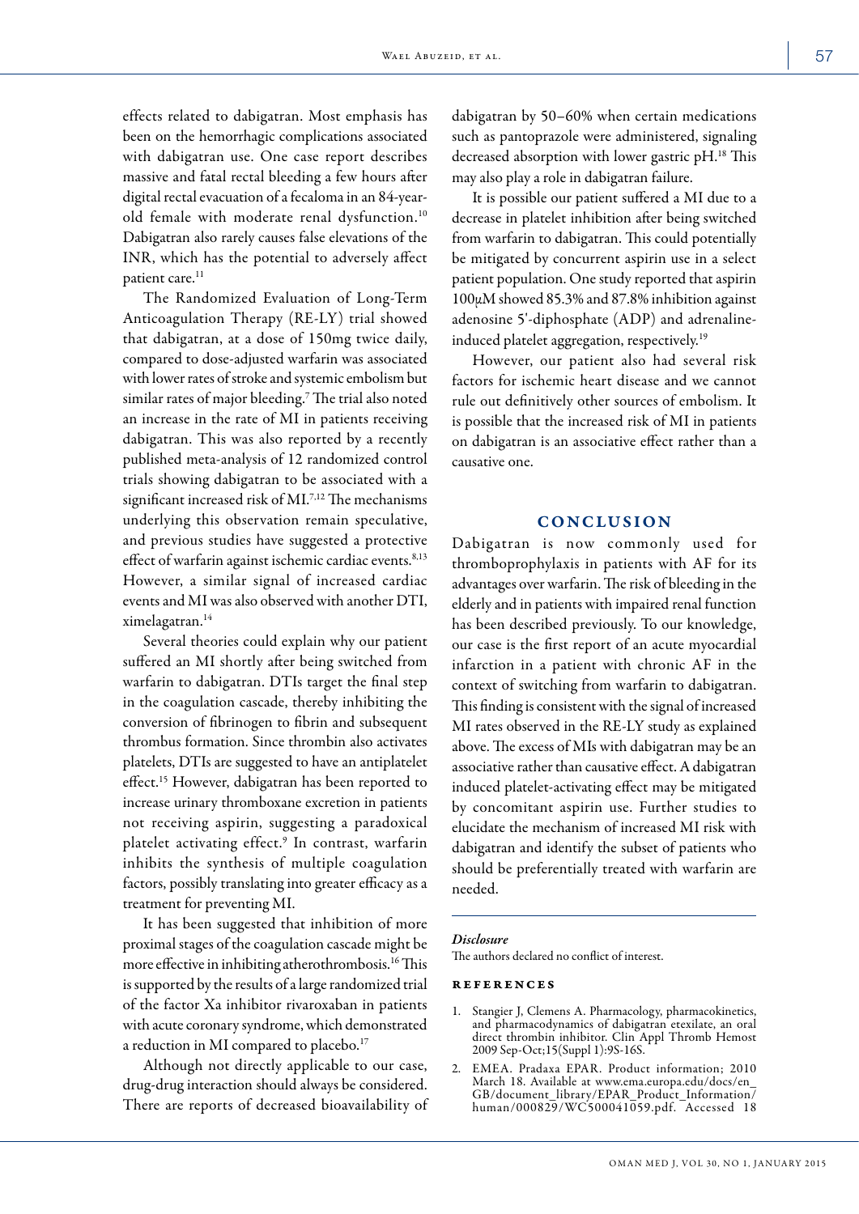effects related to dabigatran. Most emphasis has been on the hemorrhagic complications associated with dabigatran use. One case report describes massive and fatal rectal bleeding a few hours after digital rectal evacuation of a fecaloma in an 84-year-old female with moderate renal dysfunction.[10] Dabigatran also rarely causes false elevations of the INR, which has the potential to adversely affect patient care.[11]

The Randomized Evaluation of Long-Term Anticoagulation Therapy (RE-LY) trial showed that dabigatran, at a dose of 150mg twice daily, compared to dose-adjusted warfarin was associated with lower rates of stroke and systemic embolism but similar rates of major bleeding.[7] The trial also noted an increase in the rate of MI in patients receiving dabigatran. This was also reported by a recently published meta-analysis of 12 randomized control trials showing dabigatran to be associated with a significant increased risk of MI.[7,12] The mechanisms underlying this observation remain speculative, and previous studies have suggested a protective effect of warfarin against ischemic cardiac events.[8,13] However, a similar signal of increased cardiac events and MI was also observed with another DTI, ximelagatran.[14]

Several theories could explain why our patient suffered an MI shortly after being switched from warfarin to dabigatran. DTIs target the final step in the coagulation cascade, thereby inhibiting the conversion of fibrinogen to fibrin and subsequent thrombus formation. Since thrombin also activates platelets, DTIs are suggested to have an antiplatelet effect.[15] However, dabigatran has been reported to increase urinary thromboxane excretion in patients not receiving aspirin, suggesting a paradoxical platelet activating effect.[9] In contrast, warfarin inhibits the synthesis of multiple coagulation factors, possibly translating into greater efficacy as a treatment for preventing MI.

It has been suggested that inhibition of more proximal stages of the coagulation cascade might be more effective in inhibiting atherothrombosis.[16] This is supported by the results of a large randomized trial of the factor Xa inhibitor rivaroxaban in patients with acute coronary syndrome, which demonstrated a reduction in MI compared to placebo.[17]

Although not directly applicable to our case, drug-drug interaction should always be considered. There are reports of decreased bioavailability of dabigatran by 50–60% when certain medications such as pantoprazole were administered, signaling decreased absorption with lower gastric pH.[18] This may also play a role in dabigatran failure.

It is possible our patient suffered a MI due to a decrease in platelet inhibition after being switched from warfarin to dabigatran. This could potentially be mitigated by concurrent aspirin use in a select patient population. One study reported that aspirin 100µM showed 85.3% and 87.8% inhibition against adenosine 5'-diphosphate (ADP) and adrenaline-induced platelet aggregation, respectively.[19]

However, our patient also had several risk factors for ischemic heart disease and we cannot rule out definitively other sources of embolism. It is possible that the increased risk of MI in patients on dabigatran is an associative effect rather than a causative one.

## CONCLUSION

Dabigatran is now commonly used for thromboprophylaxis in patients with AF for its advantages over warfarin. The risk of bleeding in the elderly and in patients with impaired renal function has been described previously. To our knowledge, our case is the first report of an acute myocardial infarction in a patient with chronic AF in the context of switching from warfarin to dabigatran. This finding is consistent with the signal of increased MI rates observed in the RE-LY study as explained above. The excess of MIs with dabigatran may be an associative rather than causative effect. A dabigatran induced platelet-activating effect may be mitigated by concomitant aspirin use. Further studies to elucidate the mechanism of increased MI risk with dabigatran and identify the subset of patients who should be preferentially treated with warfarin are needed.

---

*Disclosure*

The authors declared no conflict of interest.

## REFERENCES

1. Stangier J, Clemens A. Pharmacology, pharmacokinetics, and pharmacodynamics of dabigatran etexilate, an oral direct thrombin inhibitor. Clin Appl Thromb Hemost 2009 Sep-Oct;15(Suppl 1):9S-16S.
2. EMEA. Pradaxa EPAR. Product information; 2010 March 18. Available at www.ema.europa.edu/docs/en_GB/document_library/EPAR_Product_Information/human/000829/WC500041059.pdf. Accessed 18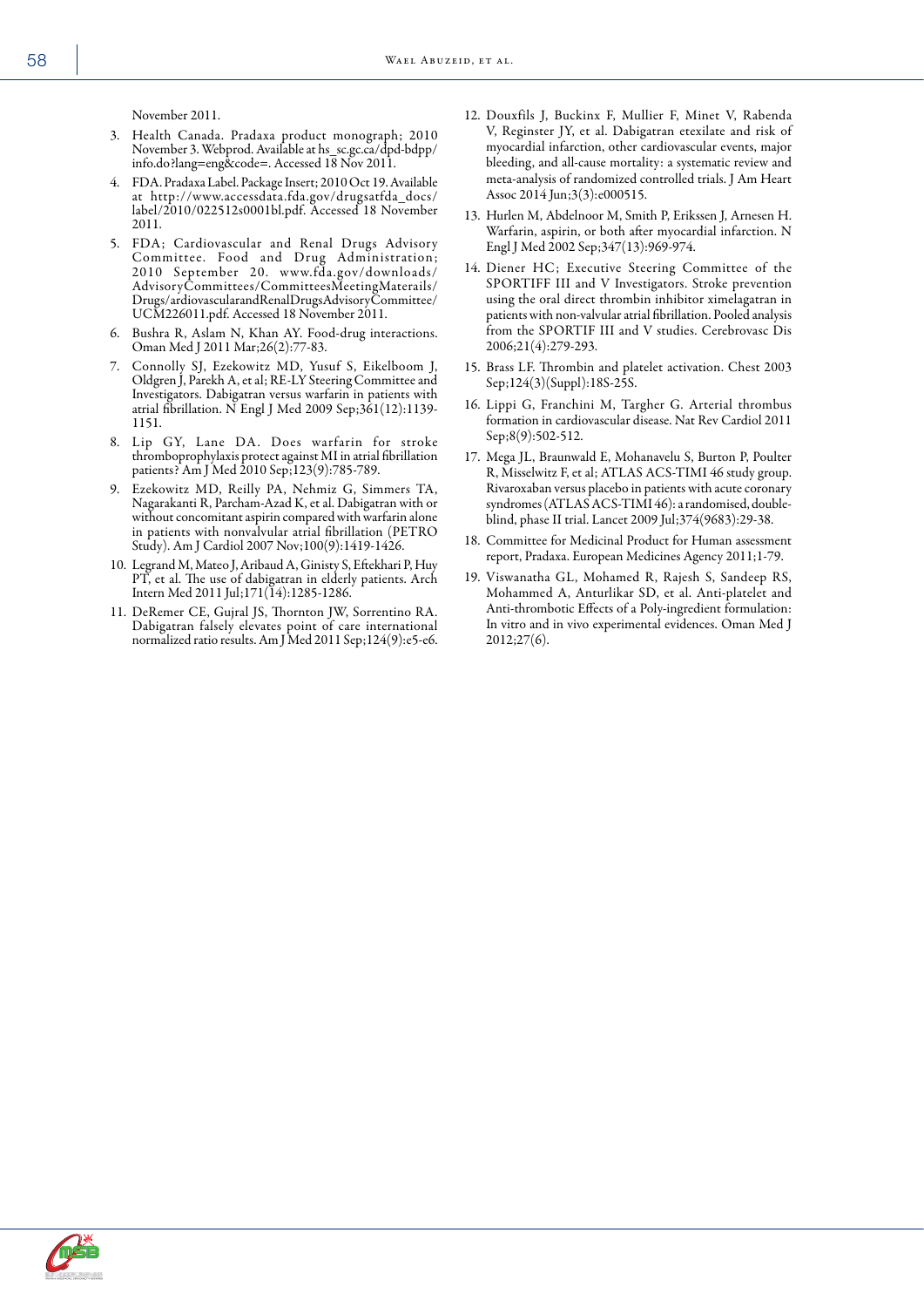November 2011.

3. Health Canada. Pradaxa product monograph; 2010 November 3. Webprod. Available at hs_sc.gc.ca/dpd-bdpp/info.do?lang=eng&code=. Accessed 18 Nov 2011.
4. FDA. Pradaxa Label. Package Insert; 2010 Oct 19. Available at http://www.accessdata.fda.gov/drugsatfda_docs/label/2010/022512s0001bl.pdf. Accessed 18 November 2011.
5. FDA; Cardiovascular and Renal Drugs Advisory Committee. Food and Drug Administration; 2010 September 20. www.fda.gov/downloads/AdvisoryCommittees/CommitteesMeetingMaterails/Drugs/ardiovascularandRenalDrugsAdvisoryCommittee/UCM226011.pdf. Accessed 18 November 2011.
6. Bushra R, Aslam N, Khan AY. Food-drug interactions. Oman Med J 2011 Mar;26(2):77-83.
7. Connolly SJ, Ezekowitz MD, Yusuf S, Eikelboom J, Oldgren J, Parekh A, et al; RE-LY Steering Committee and Investigators. Dabigatran versus warfarin in patients with atrial fibrillation. N Engl J Med 2009 Sep;361(12):1139-1151.
8. Lip GY, Lane DA. Does warfarin for stroke thromboprophylaxis protect against MI in atrial fibrillation patients? Am J Med 2010 Sep;123(9):785-789.
9. Ezekowitz MD, Reilly PA, Nehmiz G, Simmers TA, Nagarakanti R, Parcham-Azad K, et al. Dabigatran with or without concomitant aspirin compared with warfarin alone in patients with nonvalvular atrial fibrillation (PETRO Study). Am J Cardiol 2007 Nov;100(9):1419-1426.
10. Legrand M, Mateo J, Aribaud A, Ginisty S, Eftekhari P, Huy PT, et al. The use of dabigatran in elderly patients. Arch Intern Med 2011 Jul;171(14):1285-1286.
11. DeRemer CE, Gujral JS, Thornton JW, Sorrentino RA. Dabigatran falsely elevates point of care international normalized ratio results. Am J Med 2011 Sep;124(9):e5-e6.
12. Douxfils J, Buckinx F, Mullier F, Minet V, Rabenda V, Reginster JY, et al. Dabigatran etexilate and risk of myocardial infarction, other cardiovascular events, major bleeding, and all-cause mortality: a systematic review and meta-analysis of randomized controlled trials. J Am Heart Assoc 2014 Jun;3(3):e000515.
13. Hurlen M, Abdelnoor M, Smith P, Erikssen J, Arnesen H. Warfarin, aspirin, or both after myocardial infarction. N Engl J Med 2002 Sep;347(13):969-974.
14. Diener HC; Executive Steering Committee of the SPORTIFF III and V Investigators. Stroke prevention using the oral direct thrombin inhibitor ximelagatran in patients with non-valvular atrial fibrillation. Pooled analysis from the SPORTIF III and V studies. Cerebrovasc Dis 2006;21(4):279-293.
15. Brass LF. Thrombin and platelet activation. Chest 2003 Sep;124(3)(Suppl):18S-25S.
16. Lippi G, Franchini M, Targher G. Arterial thrombus formation in cardiovascular disease. Nat Rev Cardiol 2011 Sep;8(9):502-512.
17. Mega JL, Braunwald E, Mohanavelu S, Burton P, Poulter R, Misselwitz F, et al; ATLAS ACS-TIMI 46 study group. Rivaroxaban versus placebo in patients with acute coronary syndromes (ATLAS ACS-TIMI 46): a randomised, double-blind, phase II trial. Lancet 2009 Jul;374(9683):29-38.
18. Committee for Medicinal Product for Human assessment report, Pradaxa. European Medicines Agency 2011;1-79.
19. Viswanatha GL, Mohamed R, Rajesh S, Sandeep RS, Mohammed A, Anturlikar SD, et al. Anti-platelet and Anti-thrombotic Effects of a Poly-ingredient formulation: In vitro and in vivo experimental evidences. Oman Med J 2012;27(6).